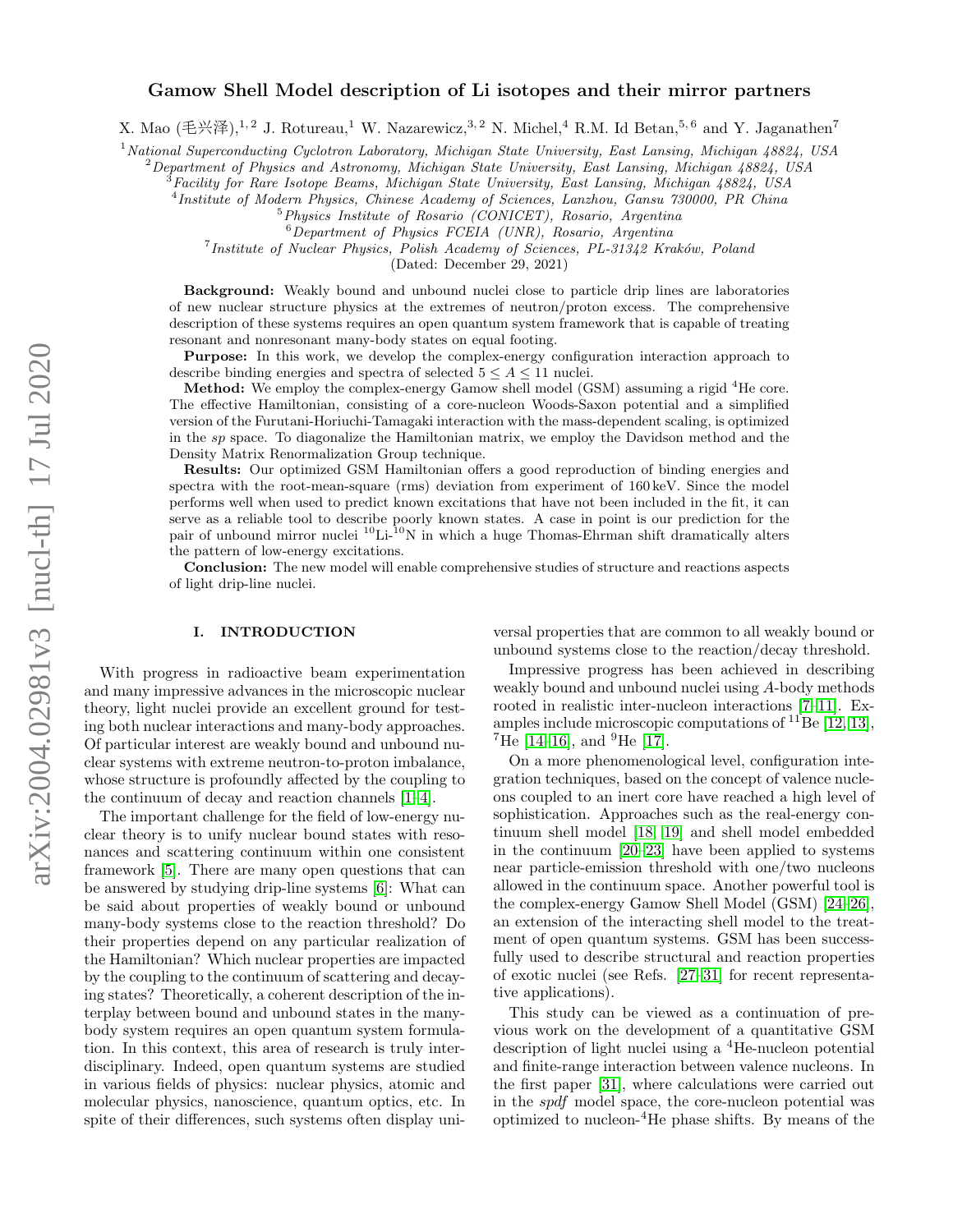# Gamow Shell Model description of Li isotopes and their mirror partners

X. Mao (毛兴泽),[1,2] J. Rotureau,[1] W. Nazarewicz,[3,2] N. Michel,[4] R.M. Id Betan,[5,6] and Y. Jaganathen[7]

[1] *National Superconducting Cyclotron Laboratory, Michigan State University, East Lansing, Michigan 48824, USA*
[2] *Department of Physics and Astronomy, Michigan State University, East Lansing, Michigan 48824, USA*
[3] *Facility for Rare Isotope Beams, Michigan State University, East Lansing, Michigan 48824, USA*
[4] *Institute of Modern Physics, Chinese Academy of Sciences, Lanzhou, Gansu 730000, PR China*
[5] *Physics Institute of Rosario (CONICET), Rosario, Argentina*
[6] *Department of Physics FCEIA (UNR), Rosario, Argentina*
[7] *Institute of Nuclear Physics, Polish Academy of Sciences, PL-31342 Kraków, Poland*

(Dated: December 29, 2021)

**Background:** Weakly bound and unbound nuclei close to particle drip lines are laboratories of new nuclear structure physics at the extremes of neutron/proton excess. The comprehensive description of these systems requires an open quantum system framework that is capable of treating resonant and nonresonant many-body states on equal footing.

**Purpose:** In this work, we develop the complex-energy configuration interaction approach to describe binding energies and spectra of selected $5 \le A \le 11$ nuclei.

**Method:** We employ the complex-energy Gamow shell model (GSM) assuming a rigid $^4$He core. The effective Hamiltonian, consisting of a core-nucleon Woods-Saxon potential and a simplified version of the Furutani-Horiuchi-Tamagaki interaction with the mass-dependent scaling, is optimized in the *sp* space. To diagonalize the Hamiltonian matrix, we employ the Davidson method and the Density Matrix Renormalization Group technique.

**Results:** Our optimized GSM Hamiltonian offers a good reproduction of binding energies and spectra with the root-mean-square (rms) deviation from experiment of 160 keV. Since the model performs well when used to predict known excitations that have not been included in the fit, it can serve as a reliable tool to describe poorly known states. A case in point is our prediction for the pair of unbound mirror nuclei $^{10}$Li-$^{10}$N in which a huge Thomas-Ehrman shift dramatically alters the pattern of low-energy excitations.

**Conclusion:** The new model will enable comprehensive studies of structure and reactions aspects of light drip-line nuclei.

## I. INTRODUCTION

With progress in radioactive beam experimentation and many impressive advances in the microscopic nuclear theory, light nuclei provide an excellent ground for testing both nuclear interactions and many-body approaches. Of particular interest are weakly bound and unbound nuclear systems with extreme neutron-to-proton imbalance, whose structure is profoundly affected by the coupling to the continuum of decay and reaction channels [1–4].

The important challenge for the field of low-energy nuclear theory is to unify nuclear bound states with resonances and scattering continuum within one consistent framework [5]. There are many open questions that can be answered by studying drip-line systems [6]: What can be said about properties of weakly bound or unbound many-body systems close to the reaction threshold? Do their properties depend on any particular realization of the Hamiltonian? Which nuclear properties are impacted by the coupling to the continuum of scattering and decaying states? Theoretically, a coherent description of the interplay between bound and unbound states in the many-body system requires an open quantum system formulation. In this context, this area of research is truly interdisciplinary. Indeed, open quantum systems are studied in various fields of physics: nuclear physics, atomic and molecular physics, nanoscience, quantum optics, etc. In spite of their differences, such systems often display universal properties that are common to all weakly bound or unbound systems close to the reaction/decay threshold.

Impressive progress has been achieved in describing weakly bound and unbound nuclei using $A$-body methods rooted in realistic inter-nucleon interactions [7–11]. Examples include microscopic computations of $^{11}$Be [12, 13], $^7$He [14–16], and $^9$He [17].

On a more phenomenological level, configuration integration techniques, based on the concept of valence nucleons coupled to an inert core have reached a high level of sophistication. Approaches such as the real-energy continuum shell model [18, 19] and shell model embedded in the continuum [20–23] have been applied to systems near particle-emission threshold with one/two nucleons allowed in the continuum space. Another powerful tool is the complex-energy Gamow Shell Model (GSM) [24–26], an extension of the interacting shell model to the treatment of open quantum systems. GSM has been successfully used to describe structural and reaction properties of exotic nuclei (see Refs. [27–31] for recent representative applications).

This study can be viewed as a continuation of previous work on the development of a quantitative GSM description of light nuclei using a $^4$He-nucleon potential and finite-range interaction between valence nucleons. In the first paper [31], where calculations were carried out in the *spdf* model space, the core-nucleon potential was optimized to nucleon-$^4$He phase shifts. By means of the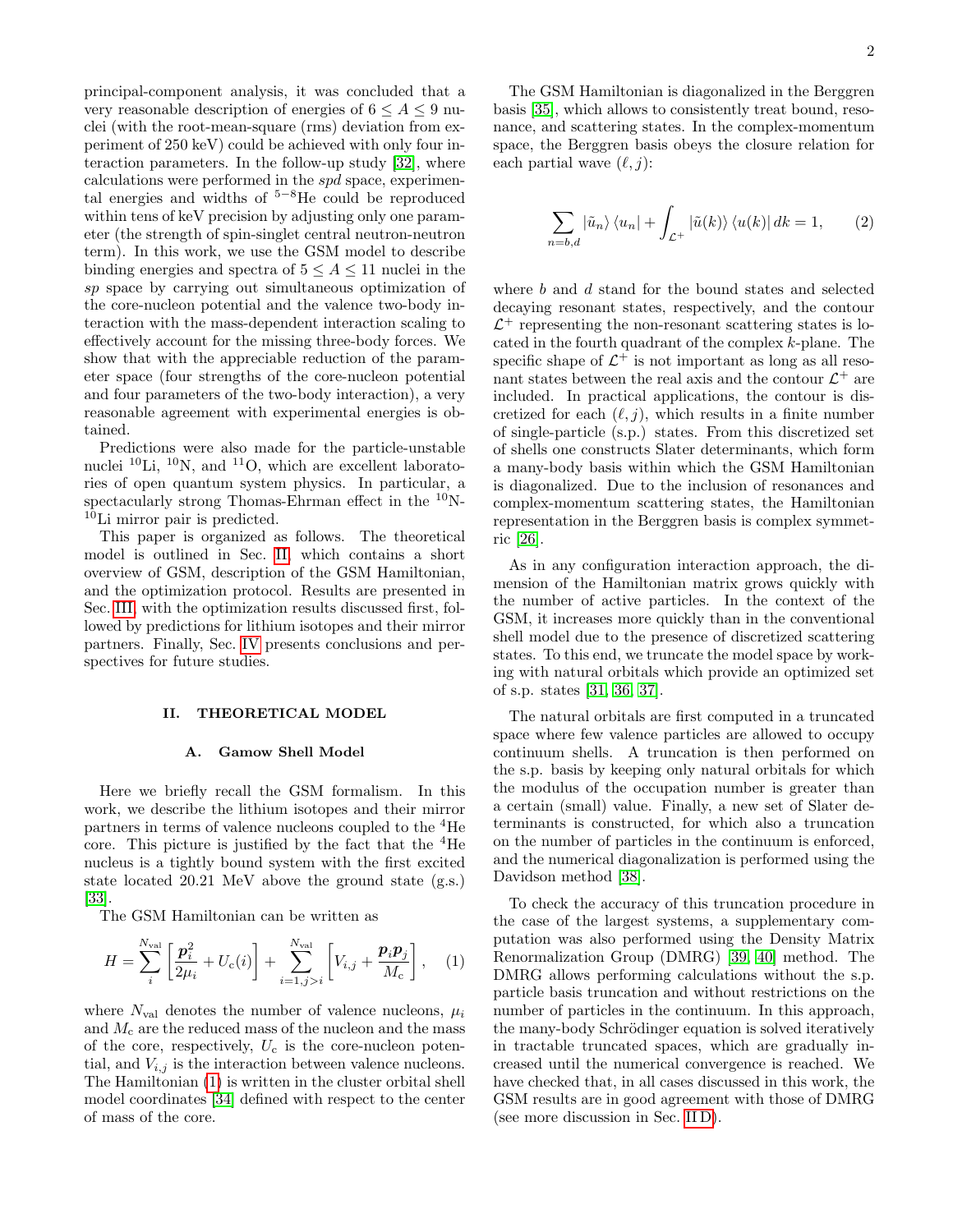principal-component analysis, it was concluded that a very reasonable description of energies of $6 \leq A \leq 9$ nuclei (with the root-mean-square (rms) deviation from experiment of 250 keV) could be achieved with only four interaction parameters. In the follow-up study [32], where calculations were performed in the *spd* space, experimental energies and widths of $^{5-8}$He could be reproduced within tens of keV precision by adjusting only one parameter (the strength of spin-singlet central neutron-neutron term). In this work, we use the GSM model to describe binding energies and spectra of $5 \leq A \leq 11$ nuclei in the *sp* space by carrying out simultaneous optimization of the core-nucleon potential and the valence two-body interaction with the mass-dependent interaction scaling to effectively account for the missing three-body forces. We show that with the appreciable reduction of the parameter space (four strengths of the core-nucleon potential and four parameters of the two-body interaction), a very reasonable agreement with experimental energies is obtained.

Predictions were also made for the particle-unstable nuclei $^{10}$Li, $^{10}$N, and $^{11}$O, which are excellent laboratories of open quantum system physics. In particular, a spectacularly strong Thomas-Ehrman effect in the $^{10}$N-$^{10}$Li mirror pair is predicted.

This paper is organized as follows. The theoretical model is outlined in Sec. II, which contains a short overview of GSM, description of the GSM Hamiltonian, and the optimization protocol. Results are presented in Sec. III, with the optimization results discussed first, followed by predictions for lithium isotopes and their mirror partners. Finally, Sec. IV presents conclusions and perspectives for future studies.

## II. THEORETICAL MODEL

### A. Gamow Shell Model

Here we briefly recall the GSM formalism. In this work, we describe the lithium isotopes and their mirror partners in terms of valence nucleons coupled to the $^4$He core. This picture is justified by the fact that the $^4$He nucleus is a tightly bound system with the first excited state located 20.21 MeV above the ground state (g.s.) [33].

The GSM Hamiltonian can be written as

$$H = \sum_{i}^{N_{\mathrm{val}}} \left[ \frac{\boldsymbol{p}_i^2}{2\mu_i} + U_{\mathrm{c}}(i) \right] + \sum_{i=1,j>i}^{N_{\mathrm{val}}} \left[ V_{i,j} + \frac{\boldsymbol{p}_i \boldsymbol{p}_j}{M_{\mathrm{c}}} \right], \quad (1)$$

where $N_{\mathrm{val}}$ denotes the number of valence nucleons, $\mu_i$ and $M_{\mathrm{c}}$ are the reduced mass of the nucleon and the mass of the core, respectively, $U_{\mathrm{c}}$ is the core-nucleon potential, and $V_{i,j}$ is the interaction between valence nucleons. The Hamiltonian (1) is written in the cluster orbital shell model coordinates [34] defined with respect to the center of mass of the core.

The GSM Hamiltonian is diagonalized in the Berggren basis [35], which allows to consistently treat bound, resonance, and scattering states. In the complex-momentum space, the Berggren basis obeys the closure relation for each partial wave $(\ell, j)$:

$$\sum_{n=b,d} |\tilde{u}_n\rangle \langle u_n| + \int_{\mathcal{L}^+} |\tilde{u}(k)\rangle \langle u(k)| \, dk = 1, \quad (2)$$

where $b$ and $d$ stand for the bound states and selected decaying resonant states, respectively, and the contour $\mathcal{L}^+$ representing the non-resonant scattering states is located in the fourth quadrant of the complex $k$-plane. The specific shape of $\mathcal{L}^+$ is not important as long as all resonant states between the real axis and the contour $\mathcal{L}^+$ are included. In practical applications, the contour is discretized for each $(\ell, j)$, which results in a finite number of single-particle (s.p.) states. From this discretized set of shells one constructs Slater determinants, which form a many-body basis within which the GSM Hamiltonian is diagonalized. Due to the inclusion of resonances and complex-momentum scattering states, the Hamiltonian representation in the Berggren basis is complex symmetric [26].

As in any configuration interaction approach, the dimension of the Hamiltonian matrix grows quickly with the number of active particles. In the context of the GSM, it increases more quickly than in the conventional shell model due to the presence of discretized scattering states. To this end, we truncate the model space by working with natural orbitals which provide an optimized set of s.p. states [31, 36, 37].

The natural orbitals are first computed in a truncated space where few valence particles are allowed to occupy continuum shells. A truncation is then performed on the s.p. basis by keeping only natural orbitals for which the modulus of the occupation number is greater than a certain (small) value. Finally, a new set of Slater determinants is constructed, for which also a truncation on the number of particles in the continuum is enforced, and the numerical diagonalization is performed using the Davidson method [38].

To check the accuracy of this truncation procedure in the case of the largest systems, a supplementary computation was also performed using the Density Matrix Renormalization Group (DMRG) [39, 40] method. The DMRG allows performing calculations without the s.p. particle basis truncation and without restrictions on the number of particles in the continuum. In this approach, the many-body Schrödinger equation is solved iteratively in tractable truncated spaces, which are gradually increased until the numerical convergence is reached. We have checked that, in all cases discussed in this work, the GSM results are in good agreement with those of DMRG (see more discussion in Sec. II D).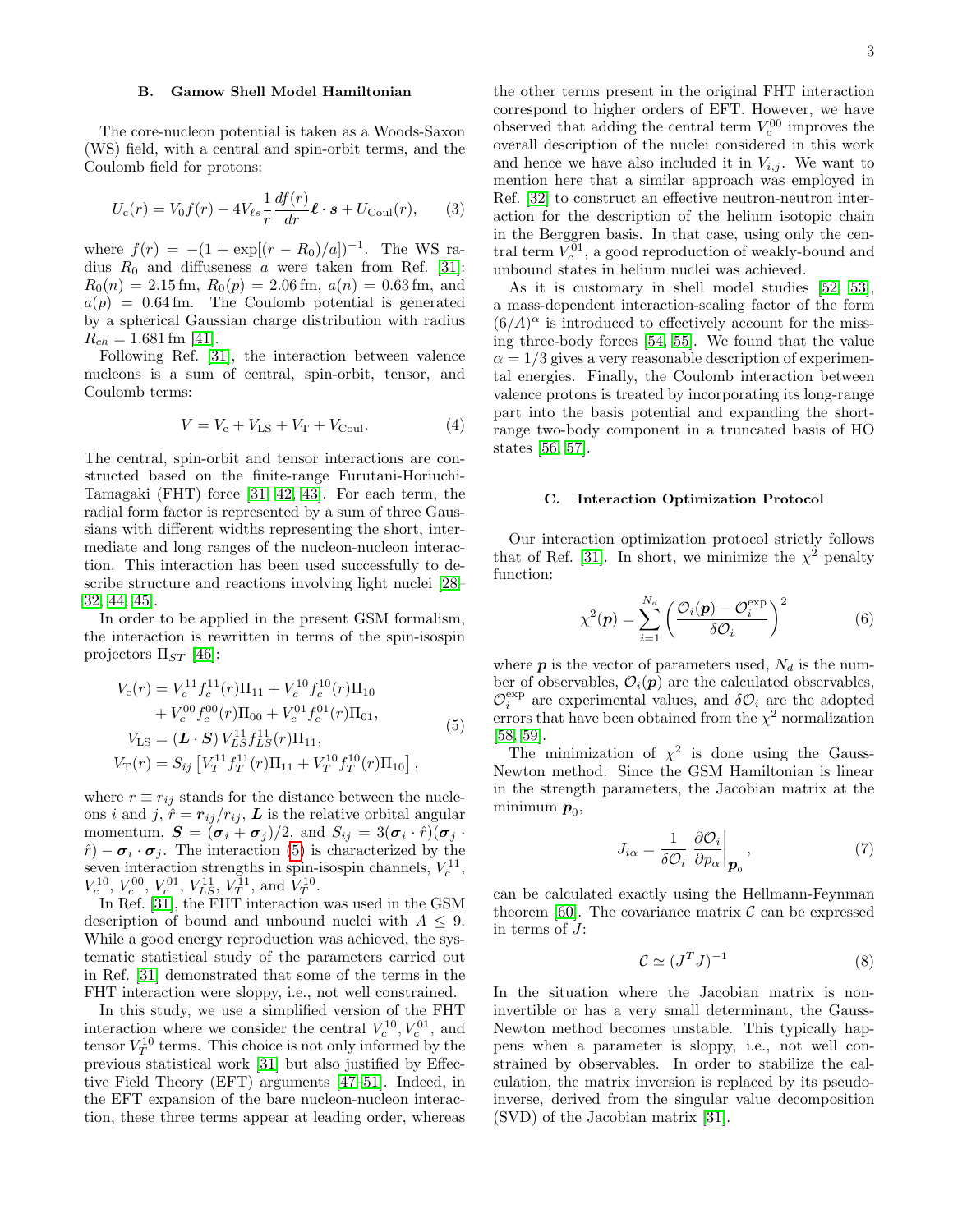### B. Gamow Shell Model Hamiltonian

The core-nucleon potential is taken as a Woods-Saxon (WS) field, with a central and spin-orbit terms, and the Coulomb field for protons:

$$U_{\rm c}(r) = V_0 f(r) - 4V_{\ell s}\frac{1}{r}\frac{df(r)}{dr}\boldsymbol{\ell}\cdot\boldsymbol{s} + U_{\rm Coul}(r), \tag{3}$$

where $f(r) = -(1+\exp[(r-R_0)/a])^{-1}$. The WS radius $R_0$ and diffuseness $a$ were taken from Ref. [31]: $R_0(n) = 2.15\,$fm, $R_0(p) = 2.06\,$fm, $a(n) = 0.63\,$fm, and $a(p) = 0.64\,$fm. The Coulomb potential is generated by a spherical Gaussian charge distribution with radius $R_{ch} = 1.681\,$fm [41].

Following Ref. [31], the interaction between valence nucleons is a sum of central, spin-orbit, tensor, and Coulomb terms:

$$V = V_{\rm c} + V_{\rm LS} + V_{\rm T} + V_{\rm Coul}. \tag{4}$$

The central, spin-orbit and tensor interactions are constructed based on the finite-range Furutani-Horiuchi-Tamagaki (FHT) force [31, 42, 43]. For each term, the radial form factor is represented by a sum of three Gaussians with different widths representing the short, intermediate and long ranges of the nucleon-nucleon interaction. This interaction has been used successfully to describe structure and reactions involving light nuclei [28–32, 44, 45].

In order to be applied in the present GSM formalism, the interaction is rewritten in terms of the spin-isospin projectors $\Pi_{ST}$ [46]:

$$\begin{aligned}
V_{\rm c}(r) &= V_c^{11} f_c^{11}(r)\Pi_{11} + V_c^{10} f_c^{10}(r)\Pi_{10} \\
&\quad + V_c^{00} f_c^{00}(r)\Pi_{00} + V_c^{01} f_c^{01}(r)\Pi_{01}, \\
V_{\rm LS} &= (\boldsymbol{L}\cdot\boldsymbol{S})\, V_{LS}^{11} f_{LS}^{11}(r)\Pi_{11}, \\
V_{\rm T}(r) &= S_{ij}\left[V_T^{11} f_T^{11}(r)\Pi_{11} + V_T^{10} f_T^{10}(r)\Pi_{10}\right],
\end{aligned} \tag{5}$$

where $r \equiv r_{ij}$ stands for the distance between the nucleons $i$ and $j$, $\hat{r} = \boldsymbol{r}_{ij}/r_{ij}$, $\boldsymbol{L}$ is the relative orbital angular momentum, $\boldsymbol{S} = (\boldsymbol{\sigma}_i + \boldsymbol{\sigma}_j)/2$, and $S_{ij} = 3(\boldsymbol{\sigma}_i\cdot\hat{r})(\boldsymbol{\sigma}_j\cdot\hat{r}) - \boldsymbol{\sigma}_i\cdot\boldsymbol{\sigma}_j$. The interaction (5) is characterized by the seven interaction strengths in spin-isospin channels, $V_c^{11}$, $V_c^{10}$, $V_c^{00}$, $V_c^{01}$, $V_{LS}^{11}$, $V_T^{11}$, and $V_T^{10}$.

In Ref. [31], the FHT interaction was used in the GSM description of bound and unbound nuclei with $A \leq 9$. While a good energy reproduction was achieved, the systematic statistical study of the parameters carried out in Ref. [31] demonstrated that some of the terms in the FHT interaction were sloppy, i.e., not well constrained.

In this study, we use a simplified version of the FHT interaction where we consider the central $V_c^{10}, V_c^{01}$, and tensor $V_T^{10}$ terms. This choice is not only informed by the previous statistical work [31] but also justified by Effective Field Theory (EFT) arguments [47–51]. Indeed, in the EFT expansion of the bare nucleon-nucleon interaction, these three terms appear at leading order, whereas the other terms present in the original FHT interaction correspond to higher orders of EFT. However, we have observed that adding the central term $V_c^{00}$ improves the overall description of the nuclei considered in this work and hence we have also included it in $V_{i,j}$. We want to mention here that a similar approach was employed in Ref. [32] to construct an effective neutron-neutron interaction for the description of the helium isotopic chain in the Berggren basis. In that case, using only the central term $V_c^{01}$, a good reproduction of weakly-bound and unbound states in helium nuclei was achieved.

As it is customary in shell model studies [52, 53], a mass-dependent interaction-scaling factor of the form $(6/A)^\alpha$ is introduced to effectively account for the missing three-body forces [54, 55]. We found that the value $\alpha = 1/3$ gives a very reasonable description of experimental energies. Finally, the Coulomb interaction between valence protons is treated by incorporating its long-range part into the basis potential and expanding the short-range two-body component in a truncated basis of HO states [56, 57].

### C. Interaction Optimization Protocol

Our interaction optimization protocol strictly follows that of Ref. [31]. In short, we minimize the $\chi^2$ penalty function:

$$\chi^2(\boldsymbol{p}) = \sum_{i=1}^{N_d}\left(\frac{\mathcal{O}_i(\boldsymbol{p}) - \mathcal{O}_i^{\rm exp}}{\delta\mathcal{O}_i}\right)^2 \tag{6}$$

where $\boldsymbol{p}$ is the vector of parameters used, $N_d$ is the number of observables, $\mathcal{O}_i(\boldsymbol{p})$ are the calculated observables, $\mathcal{O}_i^{\rm exp}$ are experimental values, and $\delta\mathcal{O}_i$ are the adopted errors that have been obtained from the $\chi^2$ normalization [58, 59].

The minimization of $\chi^2$ is done using the Gauss-Newton method. Since the GSM Hamiltonian is linear in the strength parameters, the Jacobian matrix at the minimum $\boldsymbol{p}_0$,

$$J_{i\alpha} = \frac{1}{\delta\mathcal{O}_i}\left.\frac{\partial\mathcal{O}_i}{\partial p_\alpha}\right|_{\boldsymbol{p}_0}, \tag{7}$$

can be calculated exactly using the Hellmann-Feynman theorem [60]. The covariance matrix $\mathcal{C}$ can be expressed in terms of $J$:

$$\mathcal{C} \simeq (J^T J)^{-1} \tag{8}$$

In the situation where the Jacobian matrix is non-invertible or has a very small determinant, the Gauss-Newton method becomes unstable. This typically happens when a parameter is sloppy, i.e., not well constrained by observables. In order to stabilize the calculation, the matrix inversion is replaced by its pseudo-inverse, derived from the singular value decomposition (SVD) of the Jacobian matrix [31].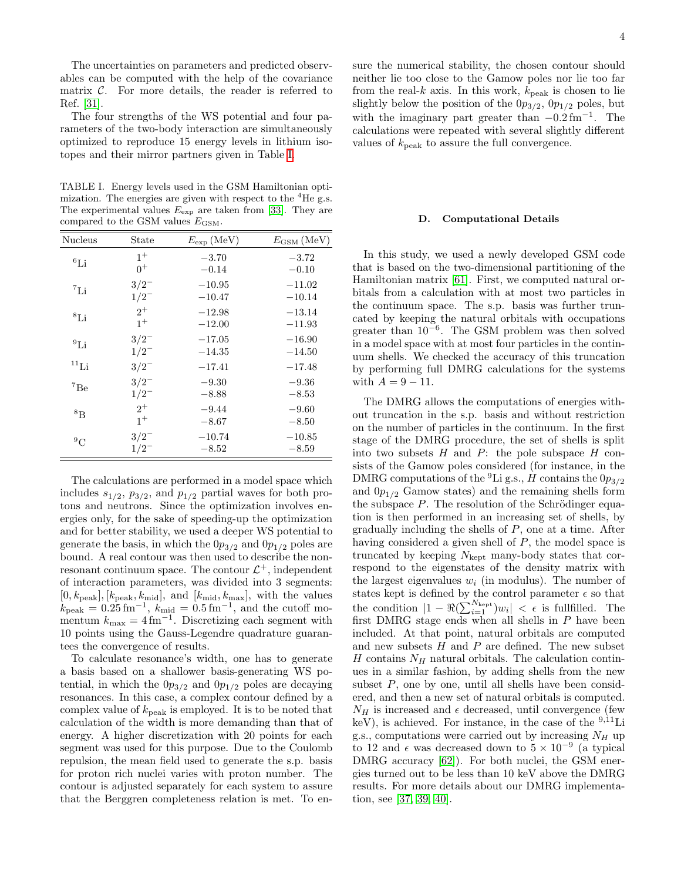The uncertainties on parameters and predicted observables can be computed with the help of the covariance matrix $\mathcal{C}$. For more details, the reader is referred to Ref. [31].

The four strengths of the WS potential and four parameters of the two-body interaction are simultaneously optimized to reproduce 15 energy levels in lithium isotopes and their mirror partners given in Table I.

TABLE I. Energy levels used in the GSM Hamiltonian optimization. The energies are given with respect to the $^4$He g.s. The experimental values $E_{\rm exp}$ are taken from [33]. They are compared to the GSM values $E_{\rm GSM}$.

| Nucleus | State | $E_{\rm exp}$ (MeV) | $E_{\rm GSM}$ (MeV) |
|---|---|---|---|
| $^6$Li | $1^+$ | $-3.70$ | $-3.72$ |
| | $0^+$ | $-0.14$ | $-0.10$ |
| $^7$Li | $3/2^-$ | $-10.95$ | $-11.02$ |
| | $1/2^-$ | $-10.47$ | $-10.14$ |
| $^8$Li | $2^+$ | $-12.98$ | $-13.14$ |
| | $1^+$ | $-12.00$ | $-11.93$ |
| $^9$Li | $3/2^-$ | $-17.05$ | $-16.90$ |
| | $1/2^-$ | $-14.35$ | $-14.50$ |
| $^{11}$Li | $3/2^-$ | $-17.41$ | $-17.48$ |
| $^7$Be | $3/2^-$ | $-9.30$ | $-9.36$ |
| | $1/2^-$ | $-8.88$ | $-8.53$ |
| $^8$B | $2^+$ | $-9.44$ | $-9.60$ |
| | $1^+$ | $-8.67$ | $-8.50$ |
| $^9$C | $3/2^-$ | $-10.74$ | $-10.85$ |
| | $1/2^-$ | $-8.52$ | $-8.59$ |

The calculations are performed in a model space which includes $s_{1/2}$, $p_{3/2}$, and $p_{1/2}$ partial waves for both protons and neutrons. Since the optimization involves energies only, for the sake of speeding-up the optimization and for better stability, we used a deeper WS potential to generate the basis, in which the $0p_{3/2}$ and $0p_{1/2}$ poles are bound. A real contour was then used to describe the non-resonant continuum space. The contour $\mathcal{L}^+$, independent of interaction parameters, was divided into 3 segments: $[0, k_{\rm peak}]$, $[k_{\rm peak}, k_{\rm mid}]$, and $[k_{\rm mid}, k_{\rm max}]$, with the values $k_{\rm peak} = 0.25\,{\rm fm}^{-1}$, $k_{\rm mid} = 0.5\,{\rm fm}^{-1}$, and the cutoff momentum $k_{\rm max} = 4\,{\rm fm}^{-1}$. Discretizing each segment with 10 points using the Gauss-Legendre quadrature guarantees the convergence of results.

To calculate resonance's width, one has to generate a basis based on a shallower basis-generating WS potential, in which the $0p_{3/2}$ and $0p_{1/2}$ poles are decaying resonances. In this case, a complex contour defined by a complex value of $k_{\rm peak}$ is employed. It is to be noted that calculation of the width is more demanding than that of energy. A higher discretization with 20 points for each segment was used for this purpose. Due to the Coulomb repulsion, the mean field used to generate the s.p. basis for proton rich nuclei varies with proton number. The contour is adjusted separately for each system to assure that the Berggren completeness relation is met. To ensure the numerical stability, the chosen contour should neither lie too close to the Gamow poles nor lie too far from the real-$k$ axis. In this work, $k_{\rm peak}$ is chosen to lie slightly below the position of the $0p_{3/2}$, $0p_{1/2}$ poles, but with the imaginary part greater than $-0.2\,{\rm fm}^{-1}$. The calculations were repeated with several slightly different values of $k_{\rm peak}$ to assure the full convergence.

### D. Computational Details

In this study, we used a newly developed GSM code that is based on the two-dimensional partitioning of the Hamiltonian matrix [61]. First, we computed natural orbitals from a calculation with at most two particles in the continuum space. The s.p. basis was further truncated by keeping the natural orbitals with occupations greater than $10^{-6}$. The GSM problem was then solved in a model space with at most four particles in the continuum shells. We checked the accuracy of this truncation by performing full DMRG calculations for the systems with $A = 9-11$.

The DMRG allows the computations of energies without truncation in the s.p. basis and without restriction on the number of particles in the continuum. In the first stage of the DMRG procedure, the set of shells is split into two subsets $H$ and $P$: the pole subspace $H$ consists of the Gamow poles considered (for instance, in the DMRG computations of the $^9$Li g.s., $H$ contains the $0p_{3/2}$ and $0p_{1/2}$ Gamow states) and the remaining shells form the subspace $P$. The resolution of the Schrödinger equation is then performed in an increasing set of shells, by gradually including the shells of $P$, one at a time. After having considered a given shell of $P$, the model space is truncated by keeping $N_{\rm kept}$ many-body states that correspond to the eigenstates of the density matrix with the largest eigenvalues $w_i$ (in modulus). The number of states kept is defined by the control parameter $\epsilon$ so that the condition $|1 - \Re(\sum_{i=1}^{N_{\rm kept}})w_i| < \epsilon$ is fullfilled. The first DMRG stage ends when all shells in $P$ have been included. At that point, natural orbitals are computed and new subsets $H$ and $P$ are defined. The new subset $H$ contains $N_H$ natural orbitals. The calculation continues in a similar fashion, by adding shells from the new subset $P$, one by one, until all shells have been considered, and then a new set of natural orbitals is computed. $N_H$ is increased and $\epsilon$ decreased, until convergence (few keV), is achieved. For instance, in the case of the $^{9,11}$Li g.s., computations were carried out by increasing $N_H$ up to 12 and $\epsilon$ was decreased down to $5 \times 10^{-9}$ (a typical DMRG accuracy [62]). For both nuclei, the GSM energies turned out to be less than 10 keV above the DMRG results. For more details about our DMRG implementation, see [37, 39, 40].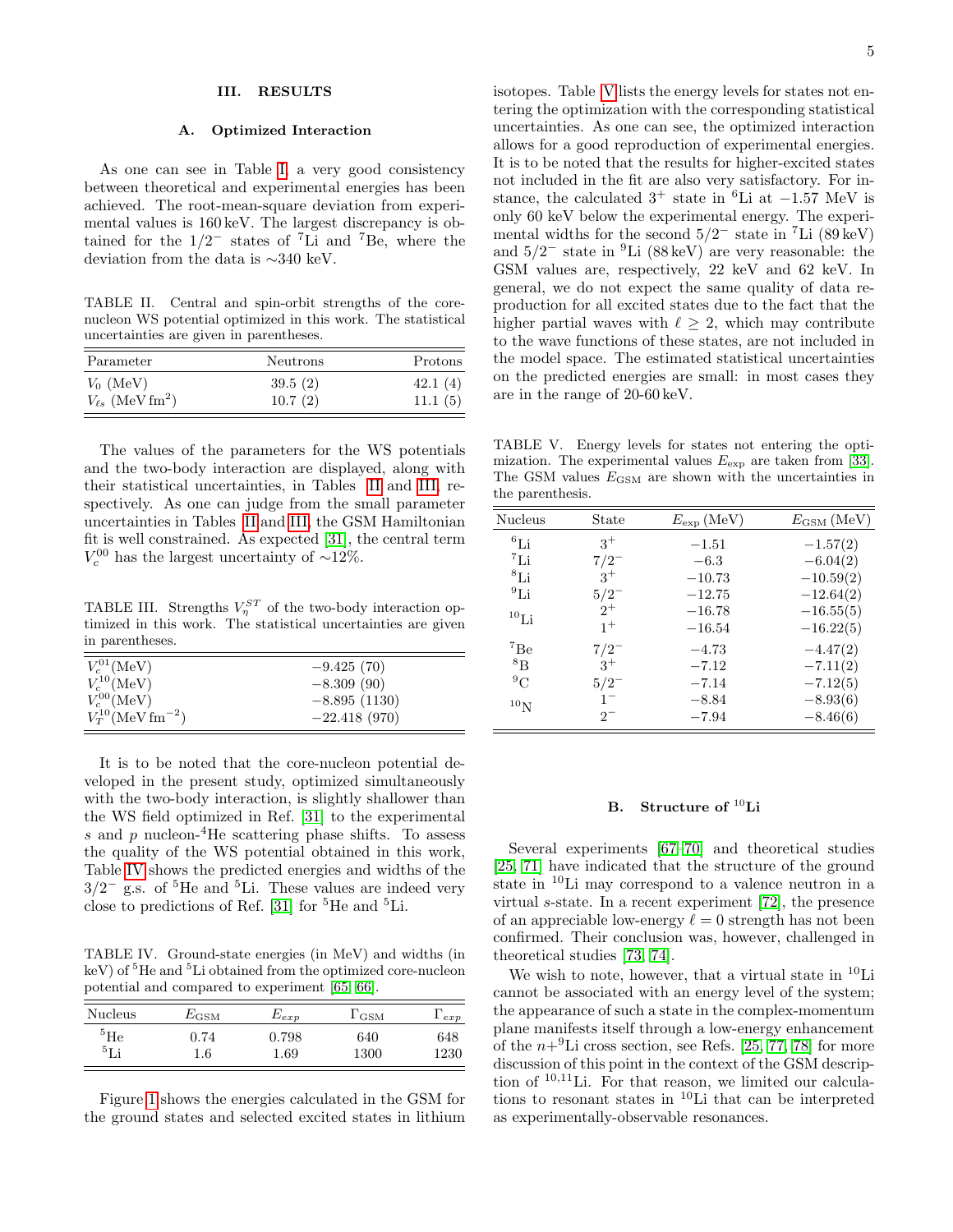## III. RESULTS

### A. Optimized Interaction

As one can see in Table I, a very good consistency between theoretical and experimental energies has been achieved. The root-mean-square deviation from experimental values is 160 keV. The largest discrepancy is obtained for the $1/2^-$ states of $^7$Li and $^7$Be, where the deviation from the data is ∼340 keV.

TABLE II. Central and spin-orbit strengths of the core-nucleon WS potential optimized in this work. The statistical uncertainties are given in parentheses.

| Parameter | Neutrons | Protons |
|---|---|---|
| $V_0$ (MeV) | 39.5 (2) | 42.1 (4) |
| $V_{\ell s}$ (MeV fm$^2$) | 10.7 (2) | 11.1 (5) |

The values of the parameters for the WS potentials and the two-body interaction are displayed, along with their statistical uncertainties, in Tables II and III, respectively. As one can judge from the small parameter uncertainties in Tables II and III, the GSM Hamiltonian fit is well constrained. As expected [31], the central term $V_c^{00}$ has the largest uncertainty of ∼12%.

TABLE III. Strengths $V_\eta^{ST}$ of the two-body interaction optimized in this work. The statistical uncertainties are given in parentheses.

| | |
|---|---|
| $V_c^{01}$(MeV) | −9.425 (70) |
| $V_c^{10}$(MeV) | −8.309 (90) |
| $V_c^{00}$(MeV) | −8.895 (1130) |
| $V_T^{10}$(MeV fm$^{-2}$) | −22.418 (970) |

It is to be noted that the core-nucleon potential developed in the present study, optimized simultaneously with the two-body interaction, is slightly shallower than the WS field optimized in Ref. [31] to the experimental $s$ and $p$ nucleon-$^4$He scattering phase shifts. To assess the quality of the WS potential obtained in this work, Table IV shows the predicted energies and widths of the $3/2^-$ g.s. of $^5$He and $^5$Li. These values are indeed very close to predictions of Ref. [31] for $^5$He and $^5$Li.

TABLE IV. Ground-state energies (in MeV) and widths (in keV) of $^5$He and $^5$Li obtained from the optimized core-nucleon potential and compared to experiment [65, 66].

| Nucleus | $E_{\rm GSM}$ | $E_{exp}$ | $\Gamma_{\rm GSM}$ | $\Gamma_{exp}$ |
|---|---|---|---|---|
| $^5$He | 0.74 | 0.798 | 640 | 648 |
| $^5$Li | 1.6 | 1.69 | 1300 | 1230 |

Figure 1 shows the energies calculated in the GSM for the ground states and selected excited states in lithium isotopes. Table V lists the energy levels for states not entering the optimization with the corresponding statistical uncertainties. As one can see, the optimized interaction allows for a good reproduction of experimental energies. It is to be noted that the results for higher-excited states not included in the fit are also very satisfactory. For instance, the calculated $3^+$ state in $^6$Li at −1.57 MeV is only 60 keV below the experimental energy. The experimental widths for the second $5/2^-$ state in $^7$Li (89 keV) and $5/2^-$ state in $^9$Li (88 keV) are very reasonable: the GSM values are, respectively, 22 keV and 62 keV. In general, we do not expect the same quality of data reproduction for all excited states due to the fact that the higher partial waves with $\ell \geq 2$, which may contribute to the wave functions of these states, are not included in the model space. The estimated statistical uncertainties on the predicted energies are small: in most cases they are in the range of 20-60 keV.

TABLE V. Energy levels for states not entering the optimization. The experimental values $E_{\rm exp}$ are taken from [33]. The GSM values $E_{\rm GSM}$ are shown with the uncertainties in the parenthesis.

| Nucleus | State | $E_{\rm exp}$ (MeV) | $E_{\rm GSM}$ (MeV) |
|---|---|---|---|
| $^6$Li | $3^+$ | −1.51 | −1.57(2) |
| $^7$Li | $7/2^-$ | −6.3 | −6.04(2) |
| $^8$Li | $3^+$ | −10.73 | −10.59(2) |
| $^9$Li | $5/2^-$ | −12.75 | −12.64(2) |
| $^{10}$Li | $2^+$ | −16.78 | −16.55(5) |
| | $1^+$ | −16.54 | −16.22(5) |
| $^7$Be | $7/2^-$ | −4.73 | −4.47(2) |
| $^8$B | $3^+$ | −7.12 | −7.11(2) |
| $^9$C | $5/2^-$ | −7.14 | −7.12(5) |
| $^{10}$N | $1^-$ | −8.84 | −8.93(6) |
| | $2^-$ | −7.94 | −8.46(6) |

### B. Structure of $^{10}$Li

Several experiments [67–70] and theoretical studies [25, 71] have indicated that the structure of the ground state in $^{10}$Li may correspond to a valence neutron in a virtual $s$-state. In a recent experiment [72], the presence of an appreciable low-energy $\ell = 0$ strength has not been confirmed. Their conclusion was, however, challenged in theoretical studies [73, 74].

We wish to note, however, that a virtual state in $^{10}$Li cannot be associated with an energy level of the system; the appearance of such a state in the complex-momentum plane manifests itself through a low-energy enhancement of the $n$+$^9$Li cross section, see Refs. [25, 77, 78] for more discussion of this point in the context of the GSM description of $^{10,11}$Li. For that reason, we limited our calculations to resonant states in $^{10}$Li that can be interpreted as experimentally-observable resonances.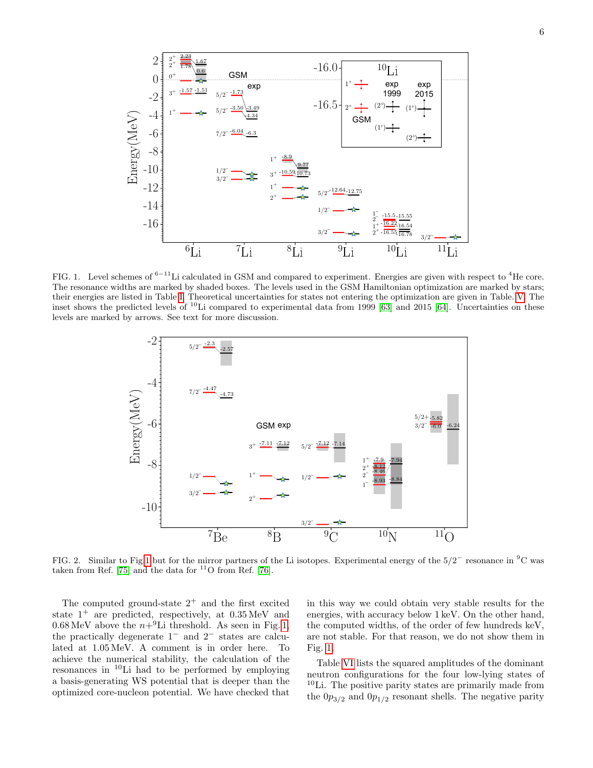FIG. 1. Level schemes of $^{6-11}$Li calculated in GSM and compared to experiment. Energies are given with respect to $^4$He core. The resonance widths are marked by shaded boxes. The levels used in the GSM Hamiltonian optimization are marked by stars; their energies are listed in Table I. Theoretical uncertainties for states not entering the optimization are given in Table. V. The inset shows the predicted levels of $^{10}$Li compared to experimental data from 1999 [63] and 2015 [64]. Uncertainties on these levels are marked by arrows. See text for more discussion.

FIG. 2. Similar to Fig 1 but for the mirror partners of the Li isotopes. Experimental energy of the $5/2^-$ resonance in $^9$C was taken from Ref. [75] and the data for $^{11}$O from Ref. [76].

The computed ground-state $2^+$ and the first excited state $1^+$ are predicted, respectively, at 0.35 MeV and 0.68 MeV above the $n$+$^9$Li threshold. As seen in Fig. 1, the practically degenerate $1^-$ and $2^-$ states are calculated at 1.05 MeV. A comment is in order here. To achieve the numerical stability, the calculation of the resonances in $^{10}$Li had to be performed by employing a basis-generating WS potential that is deeper than the optimized core-nucleon potential. We have checked that in this way we could obtain very stable results for the energies, with accuracy below 1 keV. On the other hand, the computed widths, of the order of few hundreds keV, are not stable. For that reason, we do not show them in Fig. 1.

Table VI lists the squared amplitudes of the dominant neutron configurations for the four low-lying states of $^{10}$Li. The positive parity states are primarily made from the $0p_{3/2}$ and $0p_{1/2}$ resonant shells. The negative parity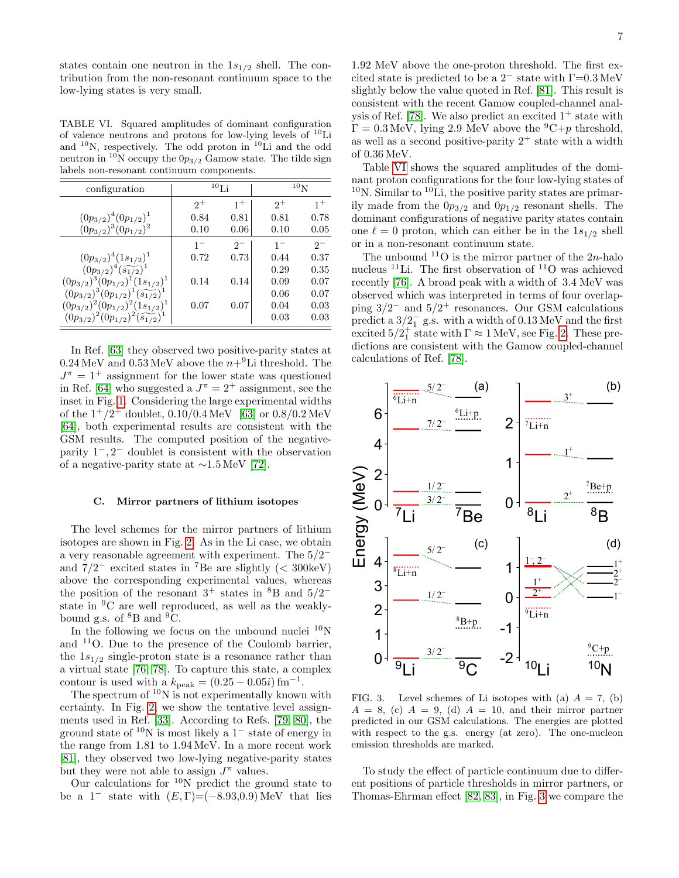states contain one neutron in the $1s_{1/2}$ shell. The contribution from the non-resonant continuum space to the low-lying states is very small.

TABLE VI. Squared amplitudes of dominant configuration of valence neutrons and protons for low-lying levels of $^{10}$Li and $^{10}$N, respectively. The odd proton in $^{10}$Li and the odd neutron in $^{10}$N occupy the $0p_{3/2}$ Gamow state. The tilde sign labels non-resonant continuum components.

| configuration | $^{10}$Li | | $^{10}$N | |
|---|---|---|---|---|
| | $2^+$ | $1^+$ | $2^+$ | $1^+$ |
| $(0p_{3/2})^4(0p_{1/2})^1$ | 0.84 | 0.81 | 0.81 | 0.78 |
| $(0p_{3/2})^3(0p_{1/2})^2$ | 0.10 | 0.06 | 0.10 | 0.05 |
| | $1^-$ | $2^-$ | $1^-$ | $2^-$ |
| $(0p_{3/2})^4(1s_{1/2})^1$ | 0.72 | 0.73 | 0.44 | 0.37 |
| $(0p_{3/2})^4(\widetilde{s_{1/2}})^1$ | | | 0.29 | 0.35 |
| $(0p_{3/2})^3(0p_{1/2})^1(1s_{1/2})^1$ | 0.14 | 0.14 | 0.09 | 0.07 |
| $(0p_{3/2})^3(0p_{1/2})^1(\widetilde{s_{1/2}})^1$ | | | 0.06 | 0.07 |
| $(0p_{3/2})^2(0p_{1/2})^2(1s_{1/2})^1$ | 0.07 | 0.07 | 0.04 | 0.03 |
| $(0p_{3/2})^2(0p_{1/2})^2(\widetilde{s_{1/2}})^1$ | | | 0.03 | 0.03 |

In Ref. [63] they observed two positive-parity states at 0.24 MeV and 0.53 MeV above the $n$+$^9$Li threshold. The $J^\pi = 1^+$ assignment for the lower state was questioned in Ref. [64] who suggested a $J^\pi = 2^+$ assignment, see the inset in Fig. 1. Considering the large experimental widths of the $1^+/2^+$ doublet, 0.10/0.4 MeV [63] or 0.8/0.2 MeV [64], both experimental results are consistent with the GSM results. The computed position of the negative-parity $1^-, 2^-$ doublet is consistent with the observation of a negative-parity state at ∼1.5 MeV [72].

### C. Mirror partners of lithium isotopes

The level schemes for the mirror partners of lithium isotopes are shown in Fig. 2. As in the Li case, we obtain a very reasonable agreement with experiment. The $5/2^-$ and $7/2^-$ excited states in $^7$Be are slightly (< 300keV) above the corresponding experimental values, whereas the position of the resonant $3^+$ states in $^8$B and $5/2^-$ state in $^9$C are well reproduced, as well as the weakly-bound g.s. of $^8$B and $^9$C.

In the following we focus on the unbound nuclei $^{10}$N and $^{11}$O. Due to the presence of the Coulomb barrier, the $1s_{1/2}$ single-proton state is a resonance rather than a virtual state [76, 78]. To capture this state, a complex contour is used with a $k_{\rm peak} = (0.25 - 0.05i)\,{\rm fm}^{-1}$.

The spectrum of $^{10}$N is not experimentally known with certainty. In Fig. 2, we show the tentative level assignments used in Ref. [33]. According to Refs. [79, 80], the ground state of $^{10}$N is most likely a $1^-$ state of energy in the range from 1.81 to 1.94 MeV. In a more recent work [81], they observed two low-lying negative-parity states but they were not able to assign $J^\pi$ values.

Our calculations for $^{10}$N predict the ground state to be a $1^-$ state with $(E,\Gamma)$=(−8.93,0.9) MeV that lies 1.92 MeV above the one-proton threshold. The first excited state is predicted to be a $2^-$ state with Γ=0.3 MeV slightly below the value quoted in Ref. [81]. This result is consistent with the recent Gamow coupled-channel analysis of Ref. [78]. We also predict an excited $1^+$ state with Γ = 0.3 MeV, lying 2.9 MeV above the $^9$C+$p$ threshold, as well as a second positive-parity $2^+$ state with a width of 0.36 MeV.

Table VI shows the squared amplitudes of the dominant proton configurations for the four low-lying states of $^{10}$N. Similar to $^{10}$Li, the positive parity states are primarily made from the $0p_{3/2}$ and $0p_{1/2}$ resonant shells. The dominant configurations of negative parity states contain one $\ell = 0$ proton, which can either be in the $1s_{1/2}$ shell or in a non-resonant continuum state.

The unbound $^{11}$O is the mirror partner of the $2n$-halo nucleus $^{11}$Li. The first observation of $^{11}$O was achieved recently [76]. A broad peak with a width of 3.4 MeV was observed which was interpreted in terms of four overlapping $3/2^-$ and $5/2^+$ resonances. Our GSM calculations predict a $3/2^-_1$ g.s. with a width of 0.13 MeV and the first excited $5/2^+_1$ state with Γ ≈ 1 MeV, see Fig. 2. These predictions are consistent with the Gamow coupled-channel calculations of Ref. [78].

FIG. 3. Level schemes of Li isotopes with (a) $A$ = 7, (b) $A$ = 8, (c) $A$ = 9, (d) $A$ = 10, and their mirror partner predicted in our GSM calculations. The energies are plotted with respect to the g.s. energy (at zero). The one-nucleon emission thresholds are marked.

To study the effect of particle continuum due to different positions of particle thresholds in mirror partners, or Thomas-Ehrman effect [82, 83], in Fig. 3 we compare the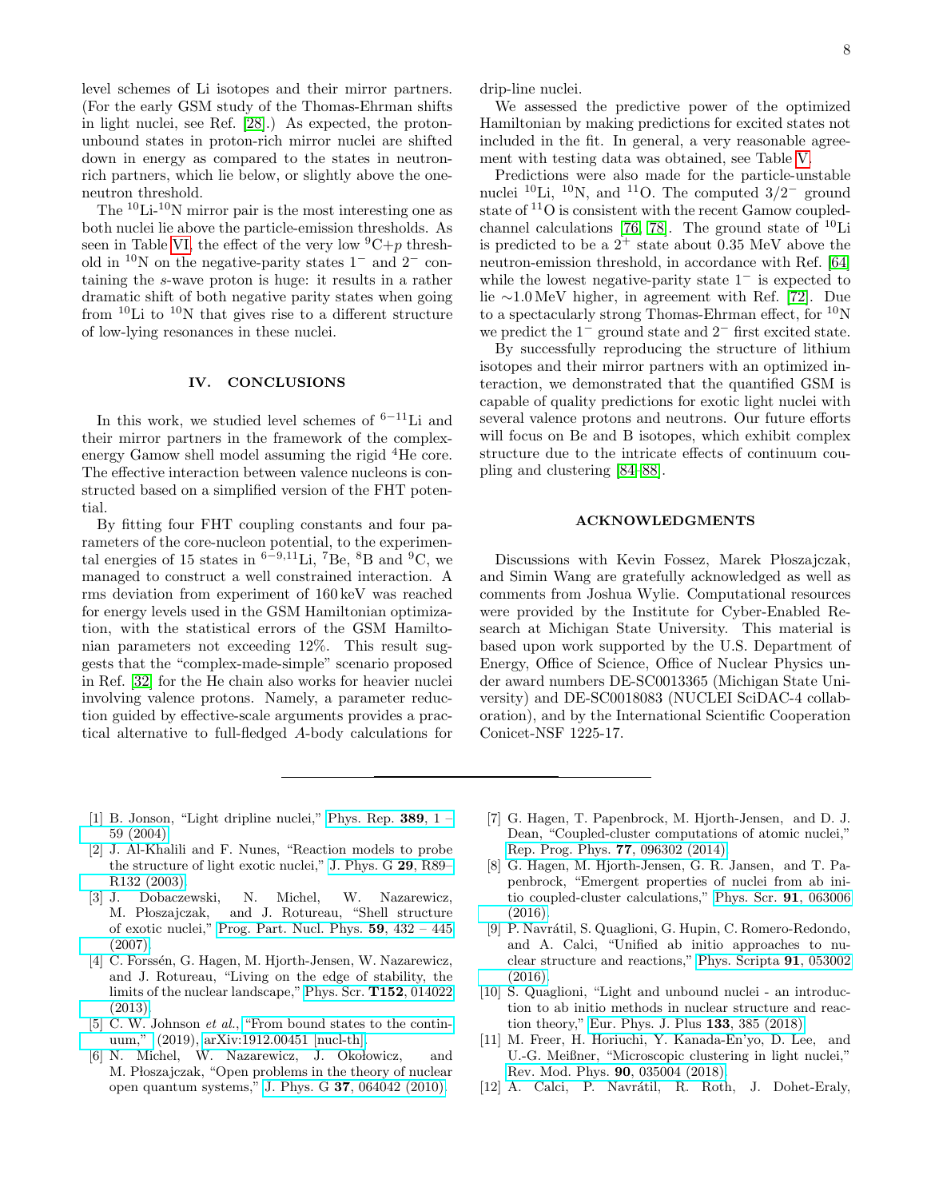level schemes of Li isotopes and their mirror partners. (For the early GSM study of the Thomas-Ehrman shifts in light nuclei, see Ref. [28].) As expected, the proton-unbound states in proton-rich mirror nuclei are shifted down in energy as compared to the states in neutron-rich partners, which lie below, or slightly above the one-neutron threshold.

The $^{10}$Li-$^{10}$N mirror pair is the most interesting one as both nuclei lie above the particle-emission thresholds. As seen in Table VI, the effect of the very low $^{9}$C+$p$ threshold in $^{10}$N on the negative-parity states $1^-$ and $2^-$ containing the $s$-wave proton is huge: it results in a rather dramatic shift of both negative parity states when going from $^{10}$Li to $^{10}$N that gives rise to a different structure of low-lying resonances in these nuclei.

## IV. CONCLUSIONS

In this work, we studied level schemes of $^{6-11}$Li and their mirror partners in the framework of the complex-energy Gamow shell model assuming the rigid $^4$He core. The effective interaction between valence nucleons is constructed based on a simplified version of the FHT potential.

By fitting four FHT coupling constants and four parameters of the core-nucleon potential, to the experimental energies of 15 states in $^{6-9,11}$Li, $^{7}$Be, $^{8}$B and $^{9}$C, we managed to construct a well constrained interaction. A rms deviation from experiment of 160 keV was reached for energy levels used in the GSM Hamiltonian optimization, with the statistical errors of the GSM Hamiltonian parameters not exceeding 12%. This result suggests that the "complex-made-simple" scenario proposed in Ref. [32] for the He chain also works for heavier nuclei involving valence protons. Namely, a parameter reduction guided by effective-scale arguments provides a practical alternative to full-fledged $A$-body calculations for drip-line nuclei.

We assessed the predictive power of the optimized Hamiltonian by making predictions for excited states not included in the fit. In general, a very reasonable agreement with testing data was obtained, see Table V.

Predictions were also made for the particle-unstable nuclei $^{10}$Li, $^{10}$N, and $^{11}$O. The computed $3/2^-$ ground state of $^{11}$O is consistent with the recent Gamow coupled-channel calculations [76, 78]. The ground state of $^{10}$Li is predicted to be a $2^+$ state about 0.35 MeV above the neutron-emission threshold, in accordance with Ref. [64] while the lowest negative-parity state $1^-$ is expected to lie $\sim$1.0 MeV higher, in agreement with Ref. [72]. Due to a spectacularly strong Thomas-Ehrman effect, for $^{10}$N we predict the $1^-$ ground state and $2^-$ first excited state.

By successfully reproducing the structure of lithium isotopes and their mirror partners with an optimized interaction, we demonstrated that the quantified GSM is capable of quality predictions for exotic light nuclei with several valence protons and neutrons. Our future efforts will focus on Be and B isotopes, which exhibit complex structure due to the intricate effects of continuum coupling and clustering [84–88].

## ACKNOWLEDGMENTS

Discussions with Kevin Fossez, Marek Płoszajczak, and Simin Wang are gratefully acknowledged as well as comments from Joshua Wylie. Computational resources were provided by the Institute for Cyber-Enabled Research at Michigan State University. This material is based upon work supported by the U.S. Department of Energy, Office of Science, Office of Nuclear Physics under award numbers DE-SC0013365 (Michigan State University) and DE-SC0018083 (NUCLEI SciDAC-4 collaboration), and by the International Scientific Cooperation Conicet-NSF 1225-17.

---

[1] B. Jonson, "Light dripline nuclei," Phys. Rep. **389**, 1 – 59 (2004).

[2] J. Al-Khalili and F. Nunes, "Reaction models to probe the structure of light exotic nuclei," J. Phys. G **29**, R89–R132 (2003).

[3] J. Dobaczewski, N. Michel, W. Nazarewicz, M. Płoszajczak, and J. Rotureau, "Shell structure of exotic nuclei," Prog. Part. Nucl. Phys. **59**, 432 – 445 (2007).

[4] C. Forssén, G. Hagen, M. Hjorth-Jensen, W. Nazarewicz, and J. Rotureau, "Living on the edge of stability, the limits of the nuclear landscape," Phys. Scr. **T152**, 014022 (2013).

[5] C. W. Johnson *et al.*, "From bound states to the continuum," (2019), arXiv:1912.00451 [nucl-th].

[6] N. Michel, W. Nazarewicz, J. Okołowicz, and M. Płoszajczak, "Open problems in the theory of nuclear open quantum systems," J. Phys. G **37**, 064042 (2010).

[7] G. Hagen, T. Papenbrock, M. Hjorth-Jensen, and D. J. Dean, "Coupled-cluster computations of atomic nuclei," Rep. Prog. Phys. **77**, 096302 (2014).

[8] G. Hagen, M. Hjorth-Jensen, G. R. Jansen, and T. Papenbrock, "Emergent properties of nuclei from ab initio coupled-cluster calculations," Phys. Scr. **91**, 063006 (2016).

[9] P. Navrátil, S. Quaglioni, G. Hupin, C. Romero-Redondo, and A. Calci, "Unified ab initio approaches to nuclear structure and reactions," Phys. Scripta **91**, 053002 (2016).

[10] S. Quaglioni, "Light and unbound nuclei - an introduction to ab initio methods in nuclear structure and reaction theory," Eur. Phys. J. Plus **133**, 385 (2018).

[11] M. Freer, H. Horiuchi, Y. Kanada-En'yo, D. Lee, and U.-G. Meißner, "Microscopic clustering in light nuclei," Rev. Mod. Phys. **90**, 035004 (2018).

[12] A. Calci, P. Navrátil, R. Roth, J. Dohet-Eraly,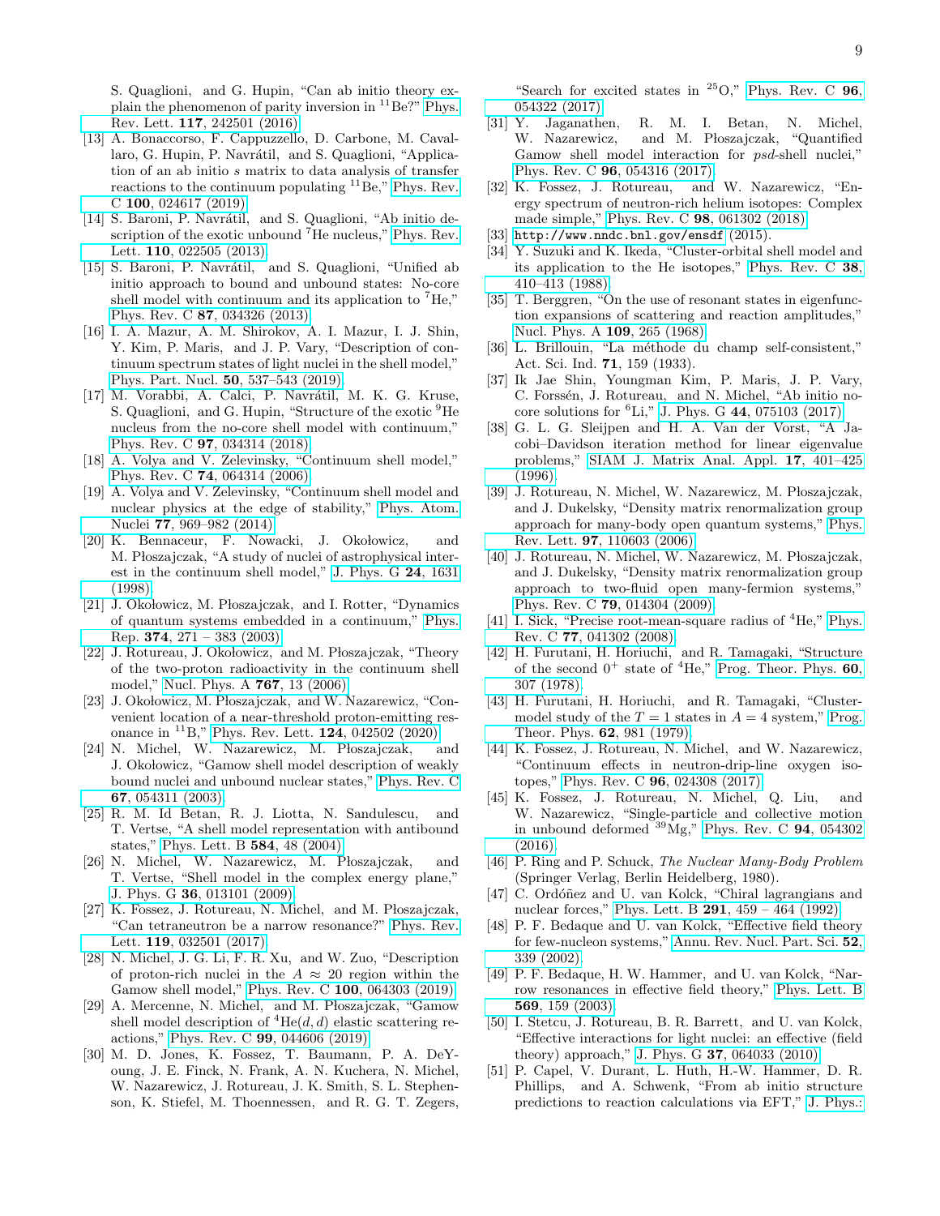S. Quaglioni, and G. Hupin, "Can ab initio theory explain the phenomenon of parity inversion in $^{11}$Be?" Phys. Rev. Lett. **117**, 242501 (2016).

[13] A. Bonaccorso, F. Cappuzzello, D. Carbone, M. Cavallaro, G. Hupin, P. Navrátil, and S. Quaglioni, "Application of an ab initio *s* matrix to data analysis of transfer reactions to the continuum populating $^{11}$Be," Phys. Rev. C **100**, 024617 (2019).

[14] S. Baroni, P. Navrátil, and S. Quaglioni, "Ab initio description of the exotic unbound $^7$He nucleus," Phys. Rev. Lett. **110**, 022505 (2013).

[15] S. Baroni, P. Navrátil, and S. Quaglioni, "Unified ab initio approach to bound and unbound states: No-core shell model with continuum and its application to $^7$He," Phys. Rev. C **87**, 034326 (2013).

[16] I. A. Mazur, A. M. Shirokov, A. I. Mazur, I. J. Shin, Y. Kim, P. Maris, and J. P. Vary, "Description of continuum spectrum states of light nuclei in the shell model," Phys. Part. Nucl. **50**, 537–543 (2019).

[17] M. Vorabbi, A. Calci, P. Navrátil, M. K. G. Kruse, S. Quaglioni, and G. Hupin, "Structure of the exotic $^9$He nucleus from the no-core shell model with continuum," Phys. Rev. C **97**, 034314 (2018).

[18] A. Volya and V. Zelevinsky, "Continuum shell model," Phys. Rev. C **74**, 064314 (2006).

[19] A. Volya and V. Zelevinsky, "Continuum shell model and nuclear physics at the edge of stability," Phys. Atom. Nuclei **77**, 969–982 (2014).

[20] K. Bennaceur, F. Nowacki, J. Okołowicz, and M. Płoszajczak, "A study of nuclei of astrophysical interest in the continuum shell model," J. Phys. G **24**, 1631 (1998).

[21] J. Okołowicz, M. Płoszajczak, and I. Rotter, "Dynamics of quantum systems embedded in a continuum," Phys. Rep. **374**, 271 – 383 (2003).

[22] J. Rotureau, J. Okołowicz, and M. Płoszajczak, "Theory of the two-proton radioactivity in the continuum shell model," Nucl. Phys. A **767**, 13 (2006).

[23] J. Okołowicz, M. Płoszajczak, and W. Nazarewicz, "Convenient location of a near-threshold proton-emitting resonance in $^{11}$B," Phys. Rev. Lett. **124**, 042502 (2020).

[24] N. Michel, W. Nazarewicz, M. Płoszajczak, and J. Okołowicz, "Gamow shell model description of weakly bound nuclei and unbound nuclear states," Phys. Rev. C **67**, 054311 (2003).

[25] R. M. Id Betan, R. J. Liotta, N. Sandulescu, and T. Vertse, "A shell model representation with antibound states," Phys. Lett. B **584**, 48 (2004).

[26] N. Michel, W. Nazarewicz, M. Płoszajczak, and T. Vertse, "Shell model in the complex energy plane," J. Phys. G **36**, 013101 (2009).

[27] K. Fossez, J. Rotureau, N. Michel, and M. Płoszajczak, "Can tetraneutron be a narrow resonance?" Phys. Rev. Lett. **119**, 032501 (2017).

[28] N. Michel, J. G. Li, F. R. Xu, and W. Zuo, "Description of proton-rich nuclei in the $A \approx 20$ region within the Gamow shell model," Phys. Rev. C **100**, 064303 (2019).

[29] A. Mercenne, N. Michel, and M. Płoszajczak, "Gamow shell model description of $^4$He$(d, d)$ elastic scattering reactions," Phys. Rev. C **99**, 044606 (2019).

[30] M. D. Jones, K. Fossez, T. Baumann, P. A. DeYoung, J. E. Finck, N. Frank, A. N. Kuchera, N. Michel, W. Nazarewicz, J. Rotureau, J. K. Smith, S. L. Stephenson, K. Stiefel, M. Thoennessen, and R. G. T. Zegers, "Search for excited states in $^{25}$O," Phys. Rev. C **96**, 054322 (2017).

[31] Y. Jaganathen, R. M. I. Betan, N. Michel, W. Nazarewicz, and M. Płoszajczak, "Quantified Gamow shell model interaction for *psd*-shell nuclei," Phys. Rev. C **96**, 054316 (2017).

[32] K. Fossez, J. Rotureau, and W. Nazarewicz, "Energy spectrum of neutron-rich helium isotopes: Complex made simple," Phys. Rev. C **98**, 061302 (2018).

[33] `http://www.nndc.bnl.gov/ensdf` (2015).

[34] Y. Suzuki and K. Ikeda, "Cluster-orbital shell model and its application to the He isotopes," Phys. Rev. C **38**, 410–413 (1988).

[35] T. Berggren, "On the use of resonant states in eigenfunction expansions of scattering and reaction amplitudes," Nucl. Phys. A **109**, 265 (1968).

[36] L. Brillouin, "La méthode du champ self-consistent," Act. Sci. Ind. **71**, 159 (1933).

[37] Ik Jae Shin, Youngman Kim, P. Maris, J. P. Vary, C. Forssén, J. Rotureau, and N. Michel, "Ab initio no-core solutions for $^6$Li," J. Phys. G **44**, 075103 (2017).

[38] G. L. G. Sleijpen and H. A. Van der Vorst, "A Jacobi–Davidson iteration method for linear eigenvalue problems," SIAM J. Matrix Anal. Appl. **17**, 401–425 (1996).

[39] J. Rotureau, N. Michel, W. Nazarewicz, M. Płoszajczak, and J. Dukelsky, "Density matrix renormalization group approach for many-body open quantum systems," Phys. Rev. Lett. **97**, 110603 (2006).

[40] J. Rotureau, N. Michel, W. Nazarewicz, M. Płoszajczak, and J. Dukelsky, "Density matrix renormalization group approach to two-fluid open many-fermion systems," Phys. Rev. C **79**, 014304 (2009).

[41] I. Sick, "Precise root-mean-square radius of $^4$He," Phys. Rev. C **77**, 041302 (2008).

[42] H. Furutani, H. Horiuchi, and R. Tamagaki, "Structure of the second $0^+$ state of $^4$He," Prog. Theor. Phys. **60**, 307 (1978).

[43] H. Furutani, H. Horiuchi, and R. Tamagaki, "Cluster-model study of the $T = 1$ states in $A = 4$ system," Prog. Theor. Phys. **62**, 981 (1979).

[44] K. Fossez, J. Rotureau, N. Michel, and W. Nazarewicz, "Continuum effects in neutron-drip-line oxygen isotopes," Phys. Rev. C **96**, 024308 (2017).

[45] K. Fossez, J. Rotureau, N. Michel, Q. Liu, and W. Nazarewicz, "Single-particle and collective motion in unbound deformed $^{39}$Mg," Phys. Rev. C **94**, 054302 (2016).

[46] P. Ring and P. Schuck, *The Nuclear Many-Body Problem* (Springer Verlag, Berlin Heidelberg, 1980).

[47] C. Ordóñez and U. van Kolck, "Chiral lagrangians and nuclear forces," Phys. Lett. B **291**, 459 – 464 (1992).

[48] P. F. Bedaque and U. van Kolck, "Effective field theory for few-nucleon systems," Annu. Rev. Nucl. Part. Sci. **52**, 339 (2002).

[49] P. F. Bedaque, H. W. Hammer, and U. van Kolck, "Narrow resonances in effective field theory," Phys. Lett. B **569**, 159 (2003).

[50] I. Stetcu, J. Rotureau, B. R. Barrett, and U. van Kolck, "Effective interactions for light nuclei: an effective (field theory) approach," J. Phys. G **37**, 064033 (2010).

[51] P. Capel, V. Durant, L. Huth, H.-W. Hammer, D. R. Phillips, and A. Schwenk, "From ab initio structure predictions to reaction calculations via EFT," J. Phys.: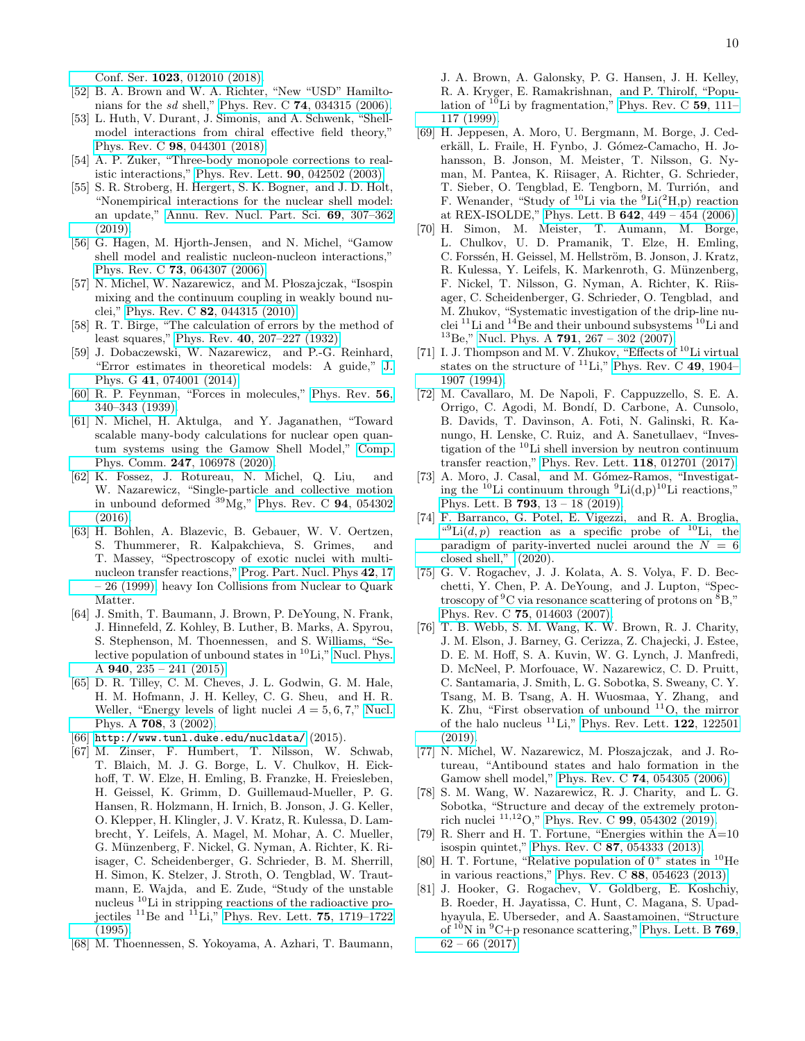Conf. Ser. **1023**, 012010 (2018).

[52] B. A. Brown and W. A. Richter, "New "USD" Hamiltonians for the *sd* shell," Phys. Rev. C **74**, 034315 (2006).

[53] L. Huth, V. Durant, J. Simonis, and A. Schwenk, "Shell-model interactions from chiral effective field theory," Phys. Rev. C **98**, 044301 (2018).

[54] A. P. Zuker, "Three-body monopole corrections to realistic interactions," Phys. Rev. Lett. **90**, 042502 (2003).

[55] S. R. Stroberg, H. Hergert, S. K. Bogner, and J. D. Holt, "Nonempirical interactions for the nuclear shell model: an update," Annu. Rev. Nucl. Part. Sci. **69**, 307–362 (2019).

[56] G. Hagen, M. Hjorth-Jensen, and N. Michel, "Gamow shell model and realistic nucleon-nucleon interactions," Phys. Rev. C **73**, 064307 (2006).

[57] N. Michel, W. Nazarewicz, and M. Płoszajczak, "Isospin mixing and the continuum coupling in weakly bound nuclei," Phys. Rev. C **82**, 044315 (2010).

[58] R. T. Birge, "The calculation of errors by the method of least squares," Phys. Rev. **40**, 207–227 (1932).

[59] J. Dobaczewski, W. Nazarewicz, and P.-G. Reinhard, "Error estimates in theoretical models: A guide," J. Phys. G **41**, 074001 (2014).

[60] R. P. Feynman, "Forces in molecules," Phys. Rev. **56**, 340–343 (1939).

[61] N. Michel, H. Aktulga, and Y. Jaganathen, "Toward scalable many-body calculations for nuclear open quantum systems using the Gamow Shell Model," Comp. Phys. Comm. **247**, 106978 (2020).

[62] K. Fossez, J. Rotureau, N. Michel, Q. Liu, and W. Nazarewicz, "Single-particle and collective motion in unbound deformed $^{39}$Mg," Phys. Rev. C **94**, 054302 (2016).

[63] H. Bohlen, A. Blazevic, B. Gebauer, W. V. Oertzen, S. Thummerer, R. Kalpakchieva, S. Grimes, and T. Massey, "Spectroscopy of exotic nuclei with multi-nucleon transfer reactions," Prog. Part. Nucl. Phys **42**, 17 – 26 (1999), heavy Ion Collisions from Nuclear to Quark Matter.

[64] J. Smith, T. Baumann, J. Brown, P. DeYoung, N. Frank, J. Hinnefeld, Z. Kohley, B. Luther, B. Marks, A. Spyrou, S. Stephenson, M. Thoennessen, and S. Williams, "Selective population of unbound states in $^{10}$Li," Nucl. Phys. A **940**, 235 – 241 (2015).

[65] D. R. Tilley, C. M. Cheves, J. L. Godwin, G. M. Hale, H. M. Hofmann, J. H. Kelley, C. G. Sheu, and H. R. Weller, "Energy levels of light nuclei $A = 5, 6, 7$," Nucl. Phys. A **708**, 3 (2002).

[66] `http://www.tunl.duke.edu/nucldata/` (2015).

[67] M. Zinser, F. Humbert, T. Nilsson, W. Schwab, T. Blaich, M. J. G. Borge, L. V. Chulkov, H. Eickhoff, T. W. Elze, H. Emling, B. Franzke, H. Freiesleben, H. Geissel, K. Grimm, D. Guillemaud-Mueller, P. G. Hansen, R. Holzmann, H. Irnich, B. Jonson, J. G. Keller, O. Klepper, H. Klingler, J. V. Kratz, R. Kulessa, D. Lambrecht, Y. Leifels, A. Magel, M. Mohar, A. C. Mueller, G. Münzenberg, F. Nickel, G. Nyman, A. Richter, K. Riisager, C. Scheidenberger, G. Schrieder, B. M. Sherrill, H. Simon, K. Stelzer, J. Stroth, O. Tengblad, W. Trautmann, E. Wajda, and E. Zude, "Study of the unstable nucleus $^{10}$Li in stripping reactions of the radioactive projectiles $^{11}$Be and $^{11}$Li," Phys. Rev. Lett. **75**, 1719–1722 (1995).

[68] M. Thoennessen, S. Yokoyama, A. Azhari, T. Baumann, J. A. Brown, A. Galonsky, P. G. Hansen, J. H. Kelley, R. A. Kryger, E. Ramakrishnan, and P. Thirolf, "Population of $^{10}$Li by fragmentation," Phys. Rev. C **59**, 111–117 (1999).

[69] H. Jeppesen, A. Moro, U. Bergmann, M. Borge, J. Cederkäll, L. Fraile, H. Fynbo, J. Gómez-Camacho, H. Johansson, B. Jonson, M. Meister, T. Nilsson, G. Nyman, M. Pantea, K. Riisager, A. Richter, G. Schrieder, T. Sieber, O. Tengblad, E. Tengborn, M. Turrión, and F. Wenander, "Study of $^{10}$Li via the $^{9}$Li($^{2}$H,p) reaction at REX-ISOLDE," Phys. Lett. B **642**, 449 – 454 (2006).

[70] H. Simon, M. Meister, T. Aumann, M. Borge, L. Chulkov, U. D. Pramanik, T. Elze, H. Emling, C. Forssén, H. Geissel, M. Hellström, B. Jonson, J. Kratz, R. Kulessa, Y. Leifels, K. Markenroth, G. Münzenberg, F. Nickel, T. Nilsson, G. Nyman, A. Richter, K. Riisager, C. Scheidenberger, G. Schrieder, O. Tengblad, and M. Zhukov, "Systematic investigation of the drip-line nuclei $^{11}$Li and $^{14}$Be and their unbound subsystems $^{10}$Li and $^{13}$Be," Nucl. Phys. A **791**, 267 – 302 (2007).

[71] I. J. Thompson and M. V. Zhukov, "Effects of $^{10}$Li virtual states on the structure of $^{11}$Li," Phys. Rev. C **49**, 1904–1907 (1994).

[72] M. Cavallaro, M. De Napoli, F. Cappuzzello, S. E. A. Orrigo, C. Agodi, M. Bondí, D. Carbone, A. Cunsolo, B. Davids, T. Davinson, A. Foti, N. Galinski, R. Kanungo, H. Lenske, C. Ruiz, and A. Sanetullaev, "Investigation of the $^{10}$Li shell inversion by neutron continuum transfer reaction," Phys. Rev. Lett. **118**, 012701 (2017).

[73] A. Moro, J. Casal, and M. Gómez-Ramos, "Investigating the $^{10}$Li continuum through $^{9}$Li(d,p)$^{10}$Li reactions," Phys. Lett. B **793**, 13 – 18 (2019).

[74] F. Barranco, G. Potel, E. Vigezzi, and R. A. Broglia, "$^{9}$Li$(d,p)$ reaction as a specific probe of $^{10}$Li, the paradigm of parity-inverted nuclei around the $N = 6$ closed shell," (2020).

[75] G. V. Rogachev, J. J. Kolata, A. S. Volya, F. D. Becchetti, Y. Chen, P. A. DeYoung, and J. Lupton, "Spectroscopy of $^{9}$C via resonance scattering of protons on $^{8}$B," Phys. Rev. C **75**, 014603 (2007).

[76] T. B. Webb, S. M. Wang, K. W. Brown, R. J. Charity, J. M. Elson, J. Barney, G. Cerizza, Z. Chajecki, J. Estee, D. E. M. Hoff, S. A. Kuvin, W. G. Lynch, J. Manfredi, D. McNeel, P. Morfouace, W. Nazarewicz, C. D. Pruitt, C. Santamaria, J. Smith, L. G. Sobotka, S. Sweany, C. Y. Tsang, M. B. Tsang, A. H. Wuosmaa, Y. Zhang, and K. Zhu, "First observation of unbound $^{11}$O, the mirror of the halo nucleus $^{11}$Li," Phys. Rev. Lett. **122**, 122501 (2019).

[77] N. Michel, W. Nazarewicz, M. Płoszajczak, and J. Rotureau, "Antibound states and halo formation in the Gamow shell model," Phys. Rev. C **74**, 054305 (2006).

[78] S. M. Wang, W. Nazarewicz, R. J. Charity, and L. G. Sobotka, "Structure and decay of the extremely proton-rich nuclei $^{11,12}$O," Phys. Rev. C **99**, 054302 (2019).

[79] R. Sherr and H. T. Fortune, "Energies within the A=10 isospin quintet," Phys. Rev. C **87**, 054333 (2013).

[80] H. T. Fortune, "Relative population of $0^+$ states in $^{10}$He in various reactions," Phys. Rev. C **88**, 054623 (2013).

[81] J. Hooker, G. Rogachev, V. Goldberg, E. Koshchiy, B. Roeder, H. Jayatissa, C. Hunt, C. Magana, S. Upadhyayula, E. Uberseder, and A. Saastamoinen, "Structure of $^{10}$N in $^{9}$C+p resonance scattering," Phys. Lett. B **769**, 62 – 66 (2017).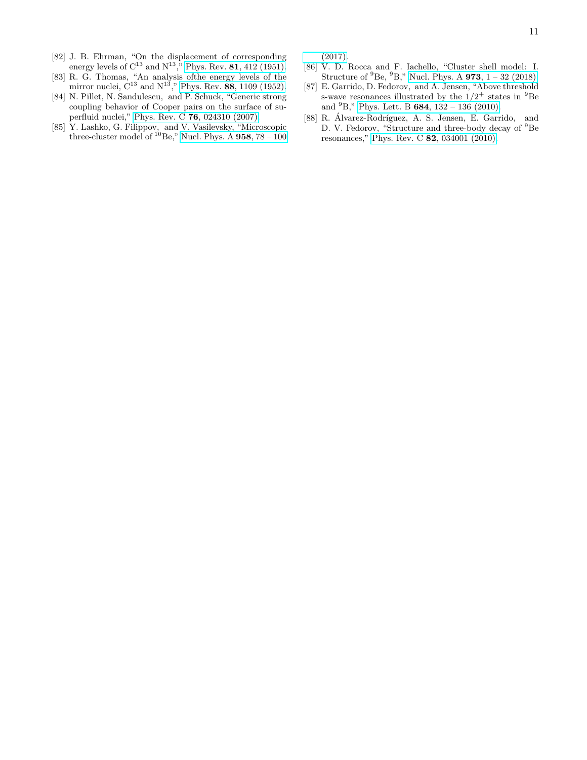[82] J. B. Ehrman, "On the displacement of corresponding energy levels of $C^{13}$ and $N^{13}$," Phys. Rev. **81**, 412 (1951).

[83] R. G. Thomas, "An analysis ofthe energy levels of the mirror nuclei, $C^{13}$ and $N^{13}$," Phys. Rev. **88**, 1109 (1952).

[84] N. Pillet, N. Sandulescu, and P. Schuck, "Generic strong coupling behavior of Cooper pairs on the surface of superfluid nuclei," Phys. Rev. C **76**, 024310 (2007).

[85] Y. Lashko, G. Filippov, and V. Vasilevsky, "Microscopic three-cluster model of $^{10}$Be," Nucl. Phys. A **958**, 78 – 100 (2017).

[86] V. D. Rocca and F. Iachello, "Cluster shell model: I. Structure of $^{9}$Be, $^{9}$B," Nucl. Phys. A **973**, 1 – 32 (2018).

[87] E. Garrido, D. Fedorov, and A. Jensen, "Above threshold s-wave resonances illustrated by the $1/2^{+}$ states in $^{9}$Be and $^{9}$B," Phys. Lett. B **684**, 132 – 136 (2010).

[88] R. Álvarez-Rodríguez, A. S. Jensen, E. Garrido, and D. V. Fedorov, "Structure and three-body decay of $^{9}$Be resonances," Phys. Rev. C **82**, 034001 (2010).